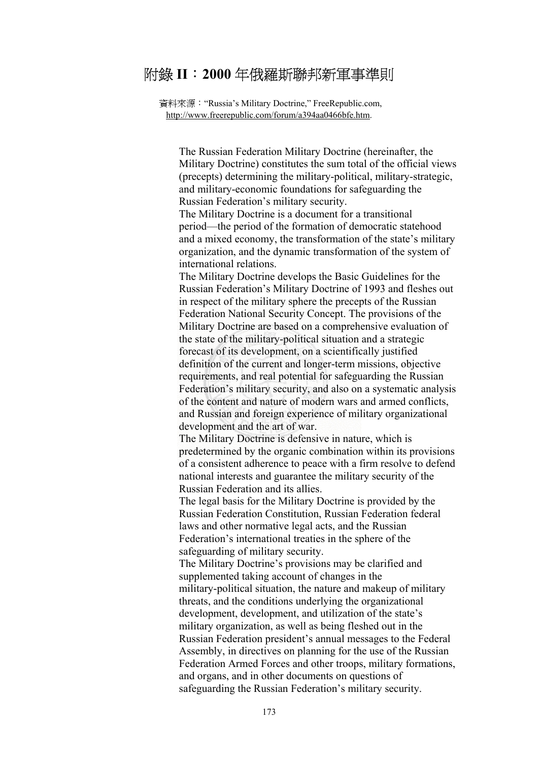# 附錄 II：2000 年俄羅斯聯邦新軍事準則

資料來源："Russia's Military Doctrine," FreeRepublic.com, http://www.freerepublic.com/forum/a394aa0466bfe.htm.

The Russian Federation Military Doctrine (hereinafter, the Military Doctrine) constitutes the sum total of the official views (precepts) determining the military-political, military-strategic, and military-economic foundations for safeguarding the Russian Federation's military security.

The Military Doctrine is a document for a transitional period—the period of the formation of democratic statehood and a mixed economy, the transformation of the state's military organization, and the dynamic transformation of the system of international relations.

The Military Doctrine develops the Basic Guidelines for the Russian Federation's Military Doctrine of 1993 and fleshes out in respect of the military sphere the precepts of the Russian Federation National Security Concept. The provisions of the Military Doctrine are based on a comprehensive evaluation of the state of the military-political situation and a strategic forecast of its development, on a scientifically justified definition of the current and longer-term missions, objective requirements, and real potential for safeguarding the Russian Federation's military security, and also on a systematic analysis of the content and nature of modern wars and armed conflicts, and Russian and foreign experience of military organizational development and the art of war.

The Military Doctrine is defensive in nature, which is predetermined by the organic combination within its provisions of a consistent adherence to peace with a firm resolve to defend national interests and guarantee the military security of the Russian Federation and its allies.

The legal basis for the Military Doctrine is provided by the Russian Federation Constitution, Russian Federation federal laws and other normative legal acts, and the Russian Federation's international treaties in the sphere of the safeguarding of military security.

The Military Doctrine's provisions may be clarified and supplemented taking account of changes in the military-political situation, the nature and makeup of military threats, and the conditions underlying the organizational development, development, and utilization of the state's military organization, as well as being fleshed out in the Russian Federation president's annual messages to the Federal Assembly, in directives on planning for the use of the Russian Federation Armed Forces and other troops, military formations, and organs, and in other documents on questions of safeguarding the Russian Federation's military security.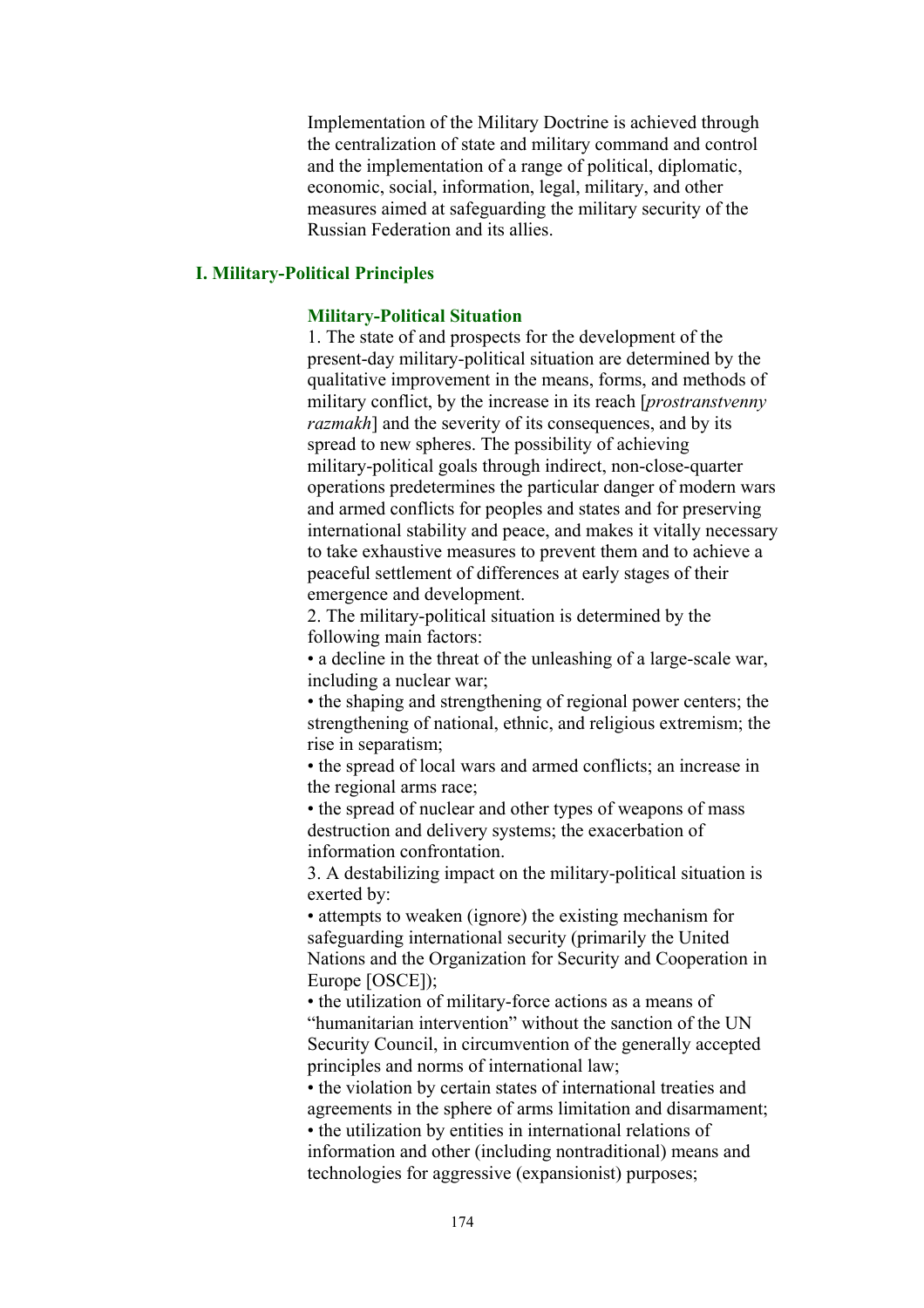Implementation of the Military Doctrine is achieved through the centralization of state and military command and control and the implementation of a range of political, diplomatic, economic, social, information, legal, military, and other measures aimed at safeguarding the military security of the Russian Federation and its allies.

## I. Military-Political Principles

### Military-Political Situation

1. The state of and prospects for the development of the present-day military-political situation are determined by the qualitative improvement in the means, forms, and methods of military conflict, by the increase in its reach [*prostranstvenny razmakh*] and the severity of its consequences, and by its spread to new spheres. The possibility of achieving military-political goals through indirect, non-close-quarter operations predetermines the particular danger of modern wars and armed conflicts for peoples and states and for preserving international stability and peace, and makes it vitally necessary to take exhaustive measures to prevent them and to achieve a peaceful settlement of differences at early stages of their emergence and development.

2. The military-political situation is determined by the following main factors:

- a decline in the threat of the unleashing of a large-scale war, including a nuclear war;
- the shaping and strengthening of regional power centers; the strengthening of national, ethnic, and religious extremism; the rise in separatism;
- the spread of local wars and armed conflicts; an increase in the regional arms race;
- the spread of nuclear and other types of weapons of mass destruction and delivery systems; the exacerbation of information confrontation.

3. A destabilizing impact on the military-political situation is exerted by:

- attempts to weaken (ignore) the existing mechanism for safeguarding international security (primarily the United Nations and the Organization for Security and Cooperation in Europe [OSCE]);
- the utilization of military-force actions as a means of "humanitarian intervention" without the sanction of the UN Security Council, in circumvention of the generally accepted principles and norms of international law;
- the violation by certain states of international treaties and agreements in the sphere of arms limitation and disarmament;
- the utilization by entities in international relations of information and other (including nontraditional) means and technologies for aggressive (expansionist) purposes;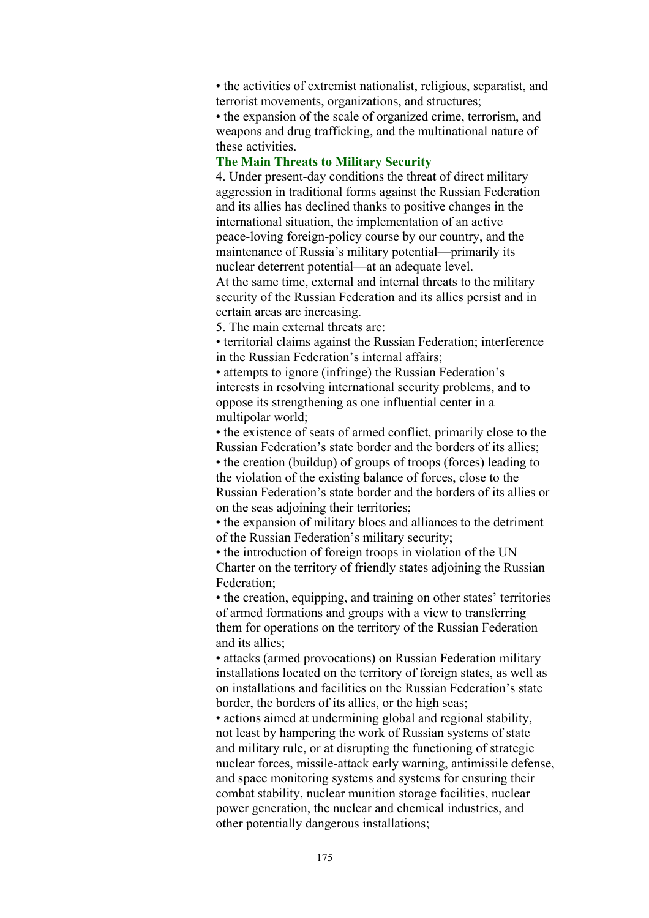- the activities of extremist nationalist, religious, separatist, and terrorist movements, organizations, and structures;
- the expansion of the scale of organized crime, terrorism, and weapons and drug trafficking, and the multinational nature of these activities.

### The Main Threats to Military Security

4. Under present-day conditions the threat of direct military aggression in traditional forms against the Russian Federation and its allies has declined thanks to positive changes in the international situation, the implementation of an active peace-loving foreign-policy course by our country, and the maintenance of Russia's military potential—primarily its nuclear deterrent potential—at an adequate level.

At the same time, external and internal threats to the military security of the Russian Federation and its allies persist and in certain areas are increasing.

5. The main external threats are:

- territorial claims against the Russian Federation; interference in the Russian Federation's internal affairs;
- attempts to ignore (infringe) the Russian Federation's interests in resolving international security problems, and to oppose its strengthening as one influential center in a multipolar world;
- the existence of seats of armed conflict, primarily close to the Russian Federation's state border and the borders of its allies;
- the creation (buildup) of groups of troops (forces) leading to the violation of the existing balance of forces, close to the Russian Federation's state border and the borders of its allies or on the seas adjoining their territories;
- the expansion of military blocs and alliances to the detriment of the Russian Federation's military security;
- the introduction of foreign troops in violation of the UN Charter on the territory of friendly states adjoining the Russian Federation;
- the creation, equipping, and training on other states' territories of armed formations and groups with a view to transferring them for operations on the territory of the Russian Federation and its allies;
- attacks (armed provocations) on Russian Federation military installations located on the territory of foreign states, as well as on installations and facilities on the Russian Federation's state border, the borders of its allies, or the high seas;
- actions aimed at undermining global and regional stability, not least by hampering the work of Russian systems of state and military rule, or at disrupting the functioning of strategic nuclear forces, missile-attack early warning, antimissile defense, and space monitoring systems and systems for ensuring their combat stability, nuclear munition storage facilities, nuclear power generation, the nuclear and chemical industries, and other potentially dangerous installations;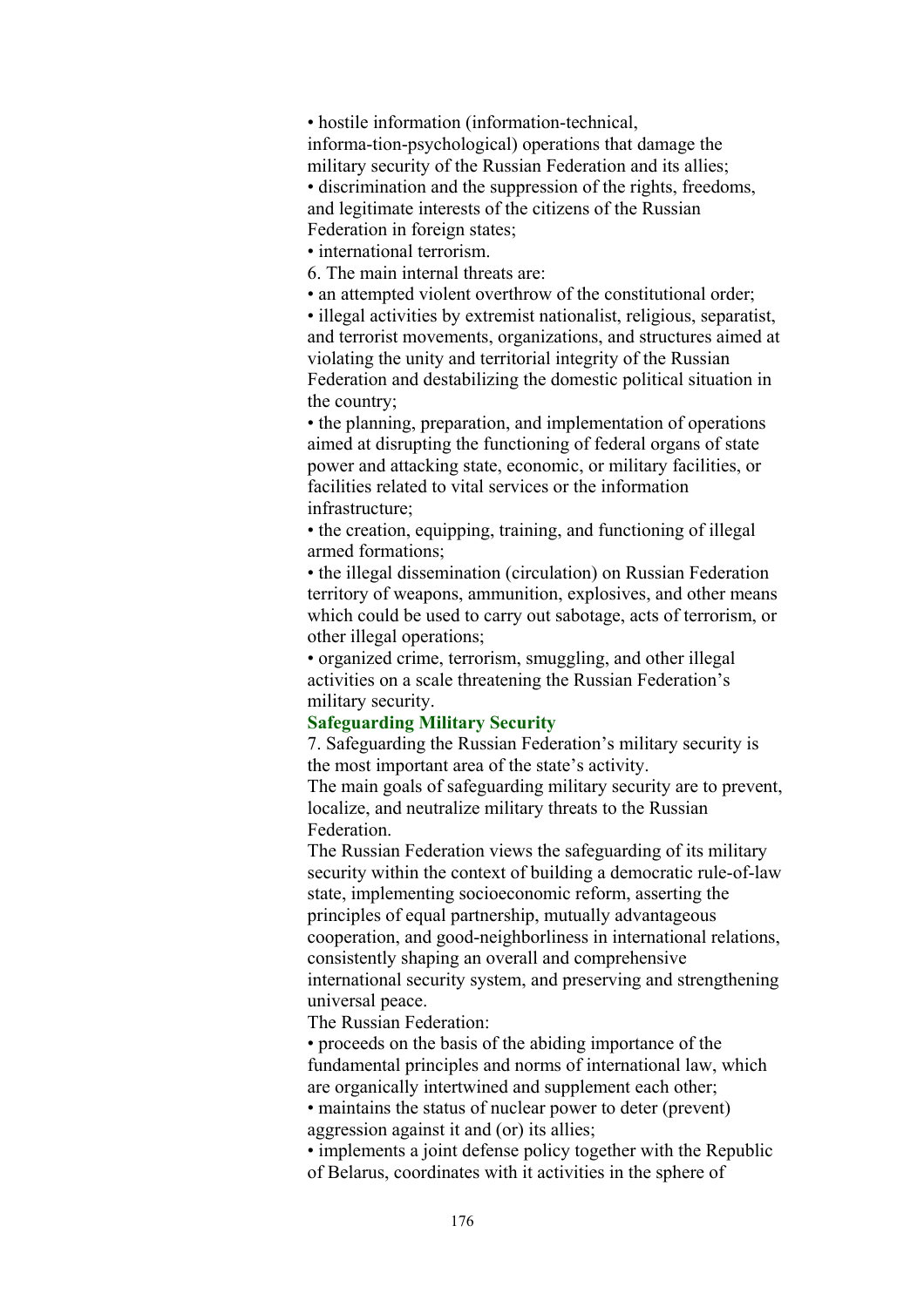- hostile information (information-technical, informa-tion-psychological) operations that damage the military security of the Russian Federation and its allies;
- discrimination and the suppression of the rights, freedoms, and legitimate interests of the citizens of the Russian Federation in foreign states;
- international terrorism.

6. The main internal threats are:

- an attempted violent overthrow of the constitutional order;
- illegal activities by extremist nationalist, religious, separatist, and terrorist movements, organizations, and structures aimed at violating the unity and territorial integrity of the Russian Federation and destabilizing the domestic political situation in the country;
- the planning, preparation, and implementation of operations aimed at disrupting the functioning of federal organs of state power and attacking state, economic, or military facilities, or facilities related to vital services or the information infrastructure;
- the creation, equipping, training, and functioning of illegal armed formations;
- the illegal dissemination (circulation) on Russian Federation territory of weapons, ammunition, explosives, and other means which could be used to carry out sabotage, acts of terrorism, or other illegal operations;
- organized crime, terrorism, smuggling, and other illegal activities on a scale threatening the Russian Federation's military security.

**Safeguarding Military Security**

7. Safeguarding the Russian Federation's military security is the most important area of the state's activity.

The main goals of safeguarding military security are to prevent, localize, and neutralize military threats to the Russian Federation.

The Russian Federation views the safeguarding of its military security within the context of building a democratic rule-of-law state, implementing socioeconomic reform, asserting the principles of equal partnership, mutually advantageous cooperation, and good-neighborliness in international relations, consistently shaping an overall and comprehensive international security system, and preserving and strengthening universal peace.

The Russian Federation:

- proceeds on the basis of the abiding importance of the fundamental principles and norms of international law, which are organically intertwined and supplement each other;
- maintains the status of nuclear power to deter (prevent) aggression against it and (or) its allies;
- implements a joint defense policy together with the Republic of Belarus, coordinates with it activities in the sphere of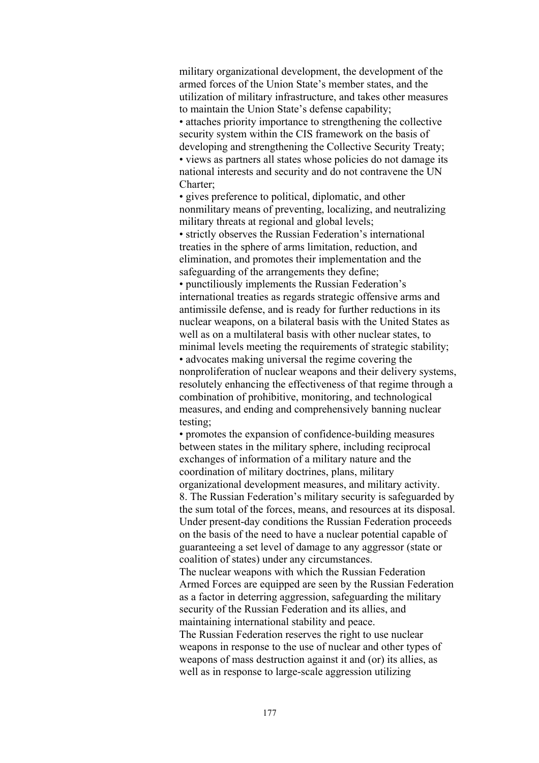military organizational development, the development of the armed forces of the Union State's member states, and the utilization of military infrastructure, and takes other measures to maintain the Union State's defense capability;

- attaches priority importance to strengthening the collective security system within the CIS framework on the basis of developing and strengthening the Collective Security Treaty;
- views as partners all states whose policies do not damage its national interests and security and do not contravene the UN Charter;
- gives preference to political, diplomatic, and other nonmilitary means of preventing, localizing, and neutralizing military threats at regional and global levels;
- strictly observes the Russian Federation's international treaties in the sphere of arms limitation, reduction, and elimination, and promotes their implementation and the safeguarding of the arrangements they define;
- punctiliously implements the Russian Federation's international treaties as regards strategic offensive arms and antimissile defense, and is ready for further reductions in its nuclear weapons, on a bilateral basis with the United States as well as on a multilateral basis with other nuclear states, to minimal levels meeting the requirements of strategic stability;
- advocates making universal the regime covering the nonproliferation of nuclear weapons and their delivery systems, resolutely enhancing the effectiveness of that regime through a combination of prohibitive, monitoring, and technological measures, and ending and comprehensively banning nuclear testing;
- promotes the expansion of confidence-building measures between states in the military sphere, including reciprocal exchanges of information of a military nature and the coordination of military doctrines, plans, military organizational development measures, and military activity.

8. The Russian Federation's military security is safeguarded by the sum total of the forces, means, and resources at its disposal. Under present-day conditions the Russian Federation proceeds on the basis of the need to have a nuclear potential capable of guaranteeing a set level of damage to any aggressor (state or coalition of states) under any circumstances.

The nuclear weapons with which the Russian Federation Armed Forces are equipped are seen by the Russian Federation as a factor in deterring aggression, safeguarding the military security of the Russian Federation and its allies, and maintaining international stability and peace.

The Russian Federation reserves the right to use nuclear weapons in response to the use of nuclear and other types of weapons of mass destruction against it and (or) its allies, as well as in response to large-scale aggression utilizing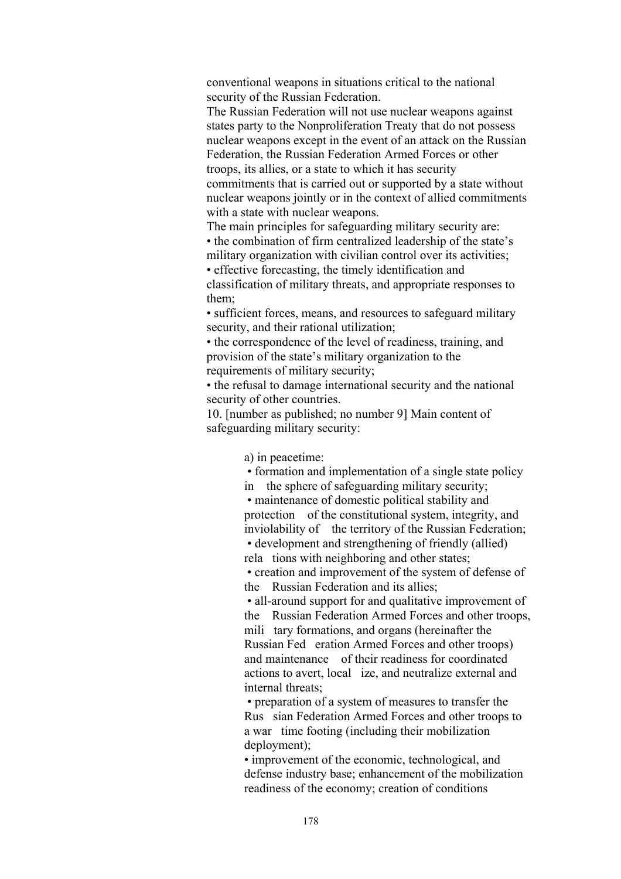conventional weapons in situations critical to the national security of the Russian Federation.

The Russian Federation will not use nuclear weapons against states party to the Nonproliferation Treaty that do not possess nuclear weapons except in the event of an attack on the Russian Federation, the Russian Federation Armed Forces or other troops, its allies, or a state to which it has security commitments that is carried out or supported by a state without nuclear weapons jointly or in the context of allied commitments with a state with nuclear weapons.

The main principles for safeguarding military security are:

- the combination of firm centralized leadership of the state's military organization with civilian control over its activities;
- effective forecasting, the timely identification and classification of military threats, and appropriate responses to them;
- sufficient forces, means, and resources to safeguard military security, and their rational utilization;
- the correspondence of the level of readiness, training, and provision of the state's military organization to the requirements of military security;
- the refusal to damage international security and the national security of other countries.

10. [number as published; no number 9] Main content of safeguarding military security:

a) in peacetime:

- formation and implementation of a single state policy in the sphere of safeguarding military security;
- maintenance of domestic political stability and protection of the constitutional system, integrity, and inviolability of the territory of the Russian Federation;
- development and strengthening of friendly (allied) relations with neighboring and other states;
- creation and improvement of the system of defense of the Russian Federation and its allies;
- all-around support for and qualitative improvement of the Russian Federation Armed Forces and other troops, military formations, and organs (hereinafter the Russian Federation Armed Forces and other troops) and maintenance of their readiness for coordinated actions to avert, localize, and neutralize external and internal threats;
- preparation of a system of measures to transfer the Russian Federation Armed Forces and other troops to a wartime footing (including their mobilization deployment);
- improvement of the economic, technological, and defense industry base; enhancement of the mobilization readiness of the economy; creation of conditions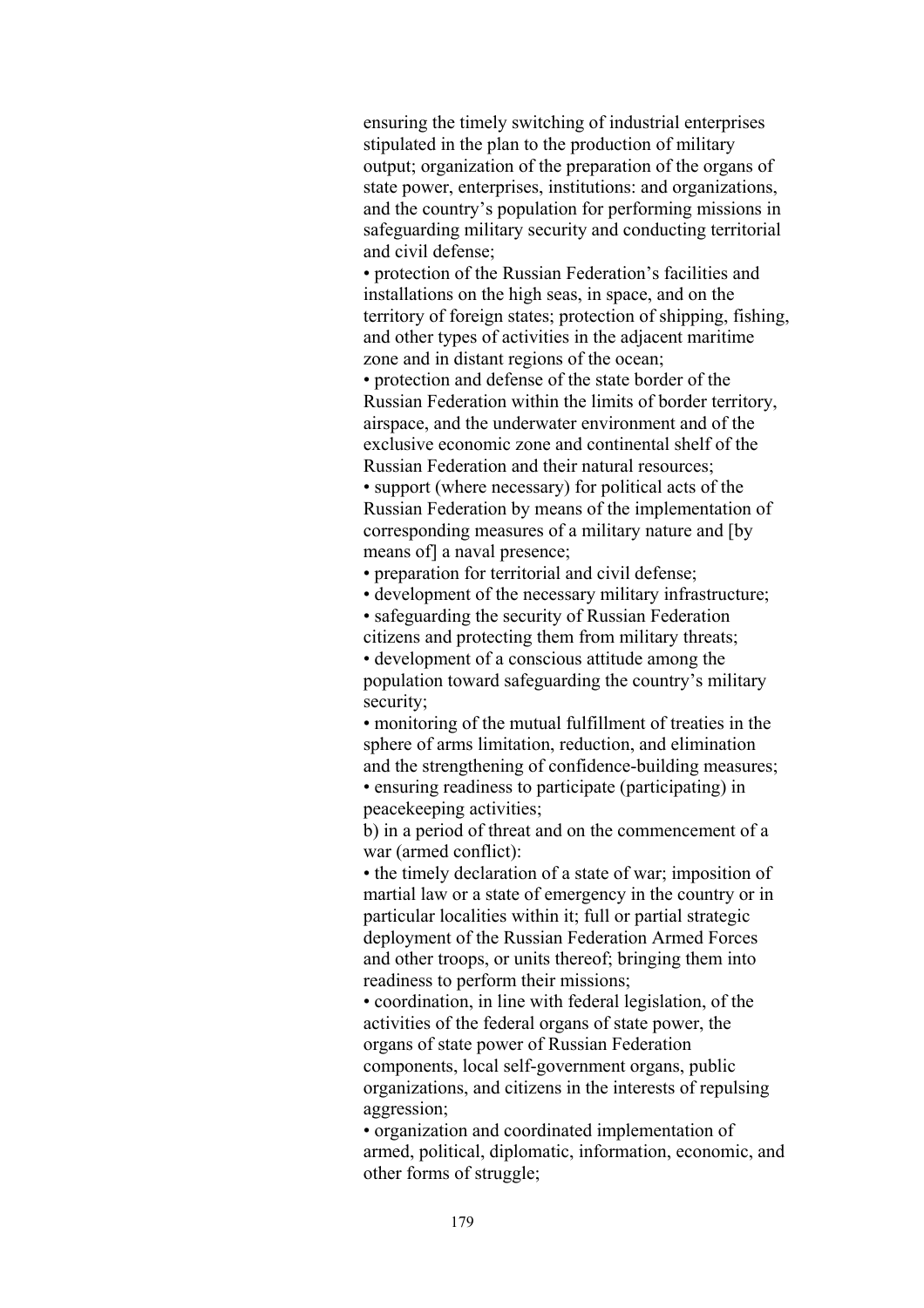ensuring the timely switching of industrial enterprises stipulated in the plan to the production of military output; organization of the preparation of the organs of state power, enterprises, institutions: and organizations, and the country's population for performing missions in safeguarding military security and conducting territorial and civil defense;

- protection of the Russian Federation's facilities and installations on the high seas, in space, and on the territory of foreign states; protection of shipping, fishing, and other types of activities in the adjacent maritime zone and in distant regions of the ocean;
- protection and defense of the state border of the Russian Federation within the limits of border territory, airspace, and the underwater environment and of the exclusive economic zone and continental shelf of the Russian Federation and their natural resources;
- support (where necessary) for political acts of the Russian Federation by means of the implementation of corresponding measures of a military nature and [by means of] a naval presence;
- preparation for territorial and civil defense;
- development of the necessary military infrastructure;
- safeguarding the security of Russian Federation citizens and protecting them from military threats;
- development of a conscious attitude among the population toward safeguarding the country's military security;
- monitoring of the mutual fulfillment of treaties in the sphere of arms limitation, reduction, and elimination and the strengthening of confidence-building measures;
- ensuring readiness to participate (participating) in peacekeeping activities;

b) in a period of threat and on the commencement of a war (armed conflict):

- the timely declaration of a state of war; imposition of martial law or a state of emergency in the country or in particular localities within it; full or partial strategic deployment of the Russian Federation Armed Forces and other troops, or units thereof; bringing them into readiness to perform their missions;
- coordination, in line with federal legislation, of the activities of the federal organs of state power, the organs of state power of Russian Federation components, local self-government organs, public organizations, and citizens in the interests of repulsing aggression;
- organization and coordinated implementation of armed, political, diplomatic, information, economic, and other forms of struggle;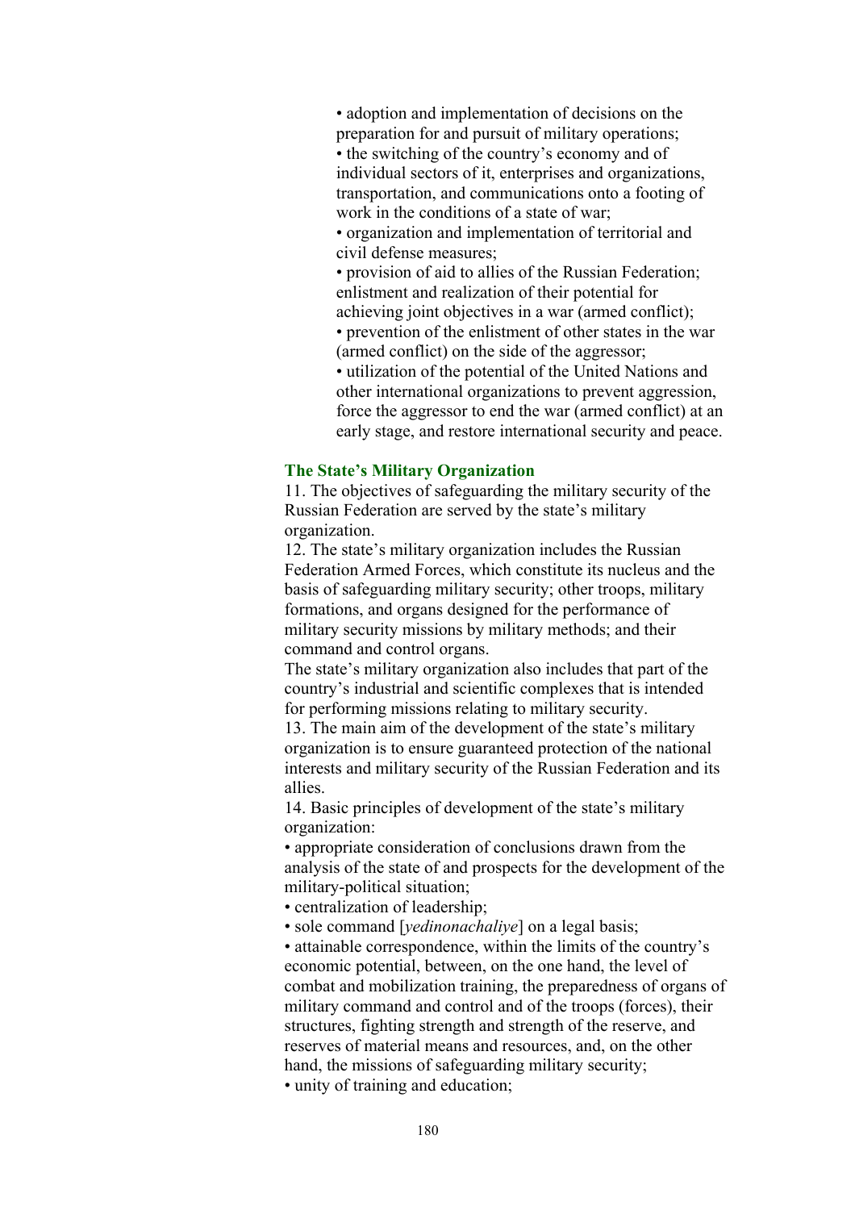- adoption and implementation of decisions on the preparation for and pursuit of military operations;
- the switching of the country's economy and of individual sectors of it, enterprises and organizations, transportation, and communications onto a footing of work in the conditions of a state of war;
- organization and implementation of territorial and civil defense measures;
- provision of aid to allies of the Russian Federation; enlistment and realization of their potential for achieving joint objectives in a war (armed conflict);
- prevention of the enlistment of other states in the war (armed conflict) on the side of the aggressor;
- utilization of the potential of the United Nations and other international organizations to prevent aggression, force the aggressor to end the war (armed conflict) at an early stage, and restore international security and peace.

### The State's Military Organization

11. The objectives of safeguarding the military security of the Russian Federation are served by the state's military organization.

12. The state's military organization includes the Russian Federation Armed Forces, which constitute its nucleus and the basis of safeguarding military security; other troops, military formations, and organs designed for the performance of military security missions by military methods; and their command and control organs.

The state's military organization also includes that part of the country's industrial and scientific complexes that is intended for performing missions relating to military security.

13. The main aim of the development of the state's military organization is to ensure guaranteed protection of the national interests and military security of the Russian Federation and its allies.

14. Basic principles of development of the state's military organization:

- appropriate consideration of conclusions drawn from the analysis of the state of and prospects for the development of the military-political situation;
- centralization of leadership;
- sole command [*yedinonachaliye*] on a legal basis;
- attainable correspondence, within the limits of the country's economic potential, between, on the one hand, the level of combat and mobilization training, the preparedness of organs of military command and control and of the troops (forces), their structures, fighting strength and strength of the reserve, and reserves of material means and resources, and, on the other hand, the missions of safeguarding military security;
- unity of training and education;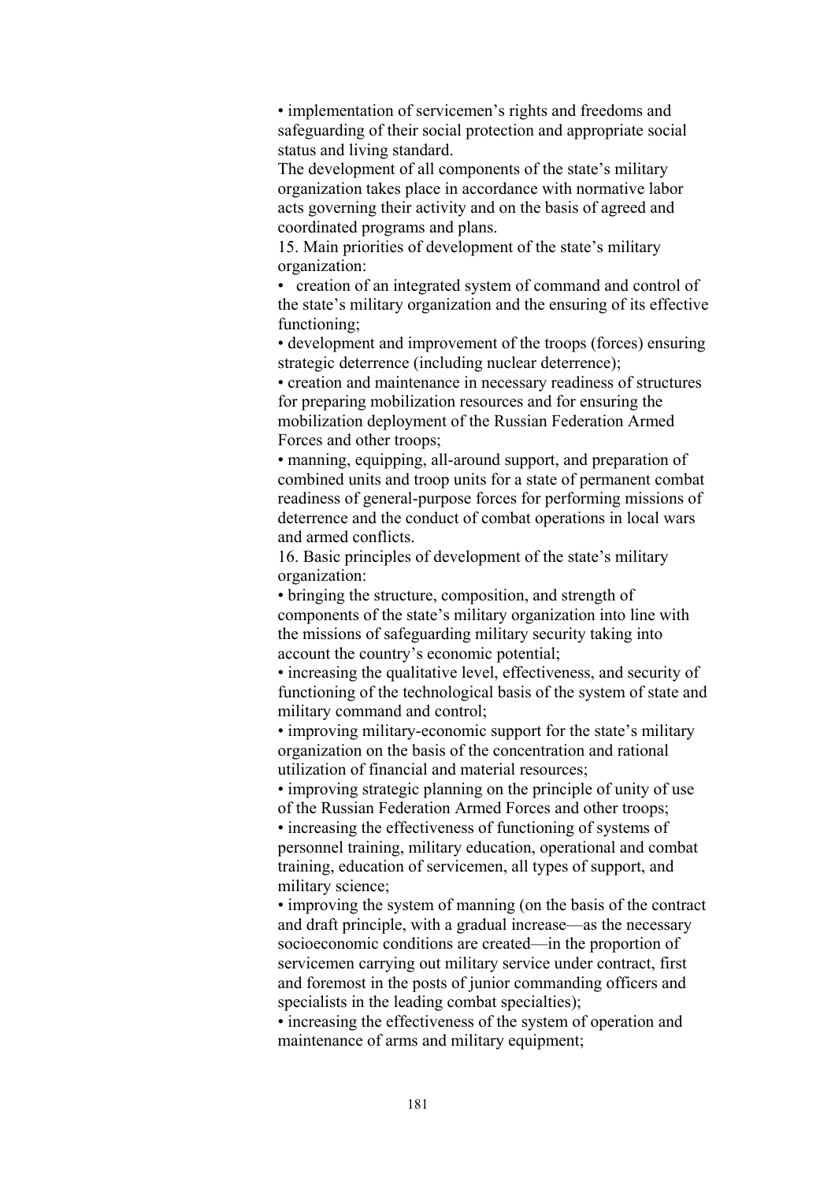• implementation of servicemen's rights and freedoms and safeguarding of their social protection and appropriate social status and living standard.

The development of all components of the state's military organization takes place in accordance with normative labor acts governing their activity and on the basis of agreed and coordinated programs and plans.

15. Main priorities of development of the state's military organization:

- creation of an integrated system of command and control of the state's military organization and the ensuring of its effective functioning;
- development and improvement of the troops (forces) ensuring strategic deterrence (including nuclear deterrence);
- creation and maintenance in necessary readiness of structures for preparing mobilization resources and for ensuring the mobilization deployment of the Russian Federation Armed Forces and other troops;
- manning, equipping, all-around support, and preparation of combined units and troop units for a state of permanent combat readiness of general-purpose forces for performing missions of deterrence and the conduct of combat operations in local wars and armed conflicts.

16. Basic principles of development of the state's military organization:

- bringing the structure, composition, and strength of components of the state's military organization into line with the missions of safeguarding military security taking into account the country's economic potential;
- increasing the qualitative level, effectiveness, and security of functioning of the technological basis of the system of state and military command and control;
- improving military-economic support for the state's military organization on the basis of the concentration and rational utilization of financial and material resources;
- improving strategic planning on the principle of unity of use of the Russian Federation Armed Forces and other troops;
- increasing the effectiveness of functioning of systems of personnel training, military education, operational and combat training, education of servicemen, all types of support, and military science;
- improving the system of manning (on the basis of the contract and draft principle, with a gradual increase—as the necessary socioeconomic conditions are created—in the proportion of servicemen carrying out military service under contract, first and foremost in the posts of junior commanding officers and specialists in the leading combat specialties);
- increasing the effectiveness of the system of operation and maintenance of arms and military equipment;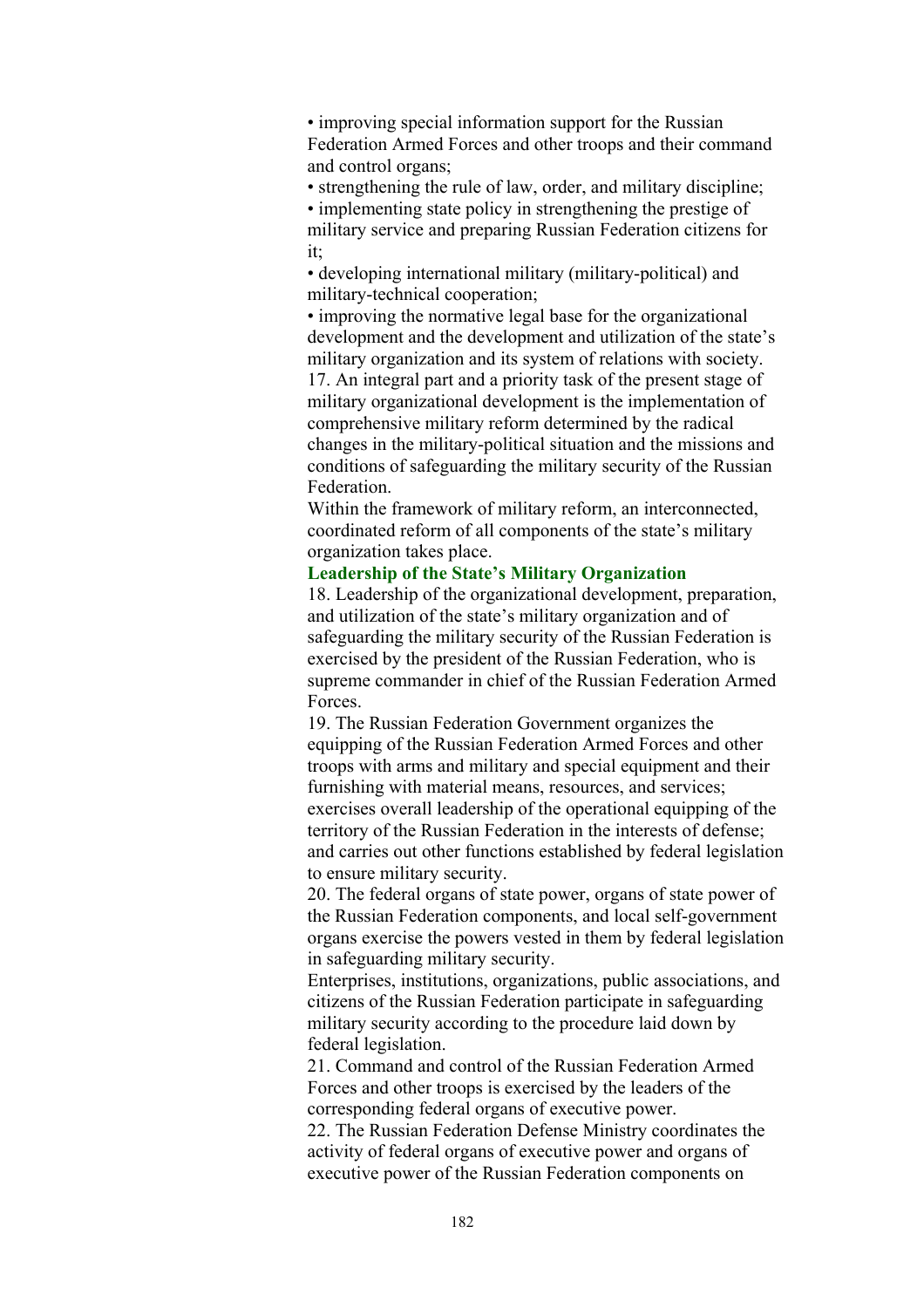- improving special information support for the Russian Federation Armed Forces and other troops and their command and control organs;
- strengthening the rule of law, order, and military discipline;
- implementing state policy in strengthening the prestige of military service and preparing Russian Federation citizens for it;
- developing international military (military-political) and military-technical cooperation;
- improving the normative legal base for the organizational development and the development and utilization of the state's military organization and its system of relations with society.

17. An integral part and a priority task of the present stage of military organizational development is the implementation of comprehensive military reform determined by the radical changes in the military-political situation and the missions and conditions of safeguarding the military security of the Russian Federation.

Within the framework of military reform, an interconnected, coordinated reform of all components of the state's military organization takes place.

### Leadership of the State's Military Organization

18. Leadership of the organizational development, preparation, and utilization of the state's military organization and of safeguarding the military security of the Russian Federation is exercised by the president of the Russian Federation, who is supreme commander in chief of the Russian Federation Armed Forces.

19. The Russian Federation Government organizes the equipping of the Russian Federation Armed Forces and other troops with arms and military and special equipment and their furnishing with material means, resources, and services; exercises overall leadership of the operational equipping of the territory of the Russian Federation in the interests of defense; and carries out other functions established by federal legislation to ensure military security.

20. The federal organs of state power, organs of state power of the Russian Federation components, and local self-government organs exercise the powers vested in them by federal legislation in safeguarding military security.

Enterprises, institutions, organizations, public associations, and citizens of the Russian Federation participate in safeguarding military security according to the procedure laid down by federal legislation.

21. Command and control of the Russian Federation Armed Forces and other troops is exercised by the leaders of the corresponding federal organs of executive power.

22. The Russian Federation Defense Ministry coordinates the activity of federal organs of executive power and organs of executive power of the Russian Federation components on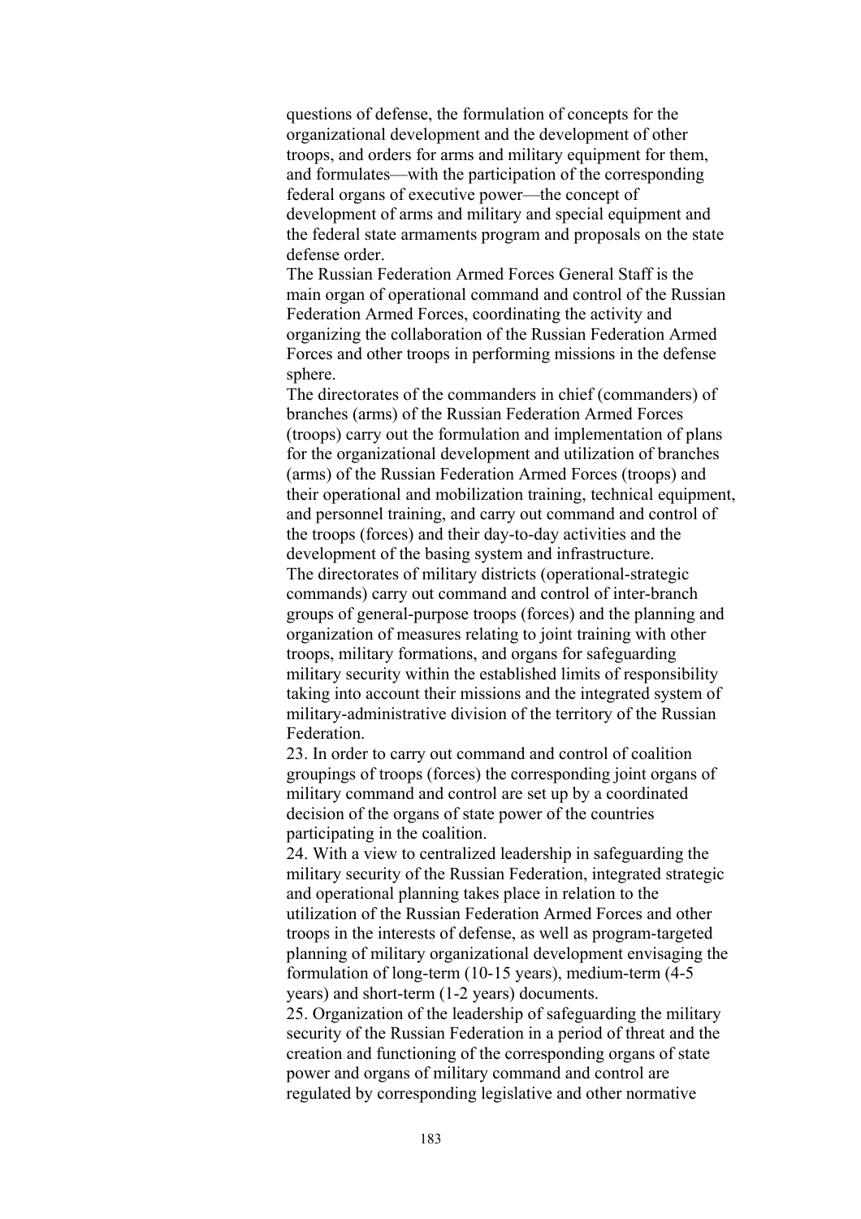questions of defense, the formulation of concepts for the organizational development and the development of other troops, and orders for arms and military equipment for them, and formulates—with the participation of the corresponding federal organs of executive power—the concept of development of arms and military and special equipment and the federal state armaments program and proposals on the state defense order.

The Russian Federation Armed Forces General Staff is the main organ of operational command and control of the Russian Federation Armed Forces, coordinating the activity and organizing the collaboration of the Russian Federation Armed Forces and other troops in performing missions in the defense sphere.

The directorates of the commanders in chief (commanders) of branches (arms) of the Russian Federation Armed Forces (troops) carry out the formulation and implementation of plans for the organizational development and utilization of branches (arms) of the Russian Federation Armed Forces (troops) and their operational and mobilization training, technical equipment, and personnel training, and carry out command and control of the troops (forces) and their day-to-day activities and the development of the basing system and infrastructure.

The directorates of military districts (operational-strategic commands) carry out command and control of inter-branch groups of general-purpose troops (forces) and the planning and organization of measures relating to joint training with other troops, military formations, and organs for safeguarding military security within the established limits of responsibility taking into account their missions and the integrated system of military-administrative division of the territory of the Russian Federation.

23. In order to carry out command and control of coalition groupings of troops (forces) the corresponding joint organs of military command and control are set up by a coordinated decision of the organs of state power of the countries participating in the coalition.

24. With a view to centralized leadership in safeguarding the military security of the Russian Federation, integrated strategic and operational planning takes place in relation to the utilization of the Russian Federation Armed Forces and other troops in the interests of defense, as well as program-targeted planning of military organizational development envisaging the formulation of long-term (10-15 years), medium-term (4-5 years) and short-term (1-2 years) documents.

25. Organization of the leadership of safeguarding the military security of the Russian Federation in a period of threat and the creation and functioning of the corresponding organs of state power and organs of military command and control are regulated by corresponding legislative and other normative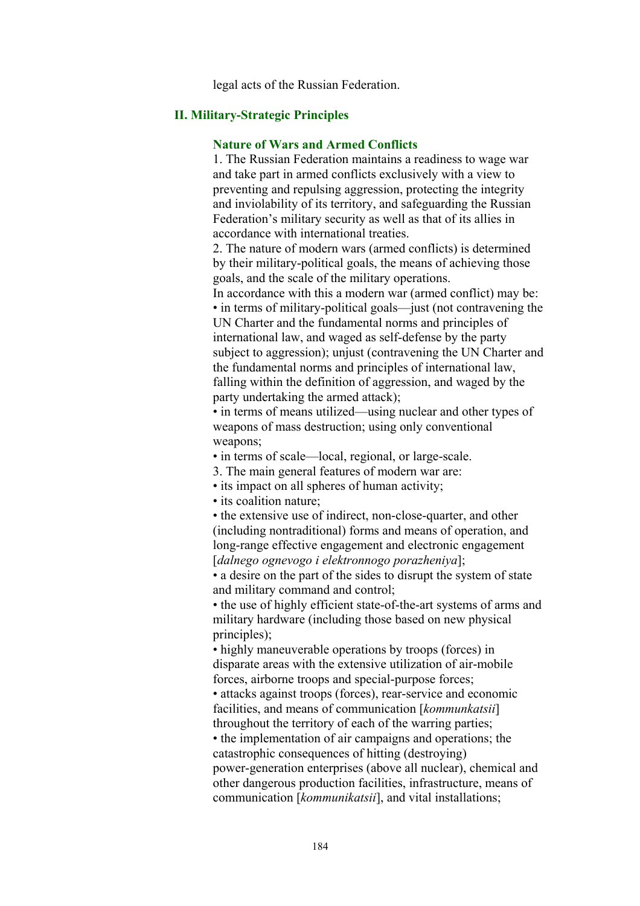legal acts of the Russian Federation.

## II. Military-Strategic Principles

### Nature of Wars and Armed Conflicts

1. The Russian Federation maintains a readiness to wage war and take part in armed conflicts exclusively with a view to preventing and repulsing aggression, protecting the integrity and inviolability of its territory, and safeguarding the Russian Federation's military security as well as that of its allies in accordance with international treaties.

2. The nature of modern wars (armed conflicts) is determined by their military-political goals, the means of achieving those goals, and the scale of the military operations.

In accordance with this a modern war (armed conflict) may be:

- in terms of military-political goals—just (not contravening the UN Charter and the fundamental norms and principles of international law, and waged as self-defense by the party subject to aggression); unjust (contravening the UN Charter and the fundamental norms and principles of international law, falling within the definition of aggression, and waged by the party undertaking the armed attack);
- in terms of means utilized—using nuclear and other types of weapons of mass destruction; using only conventional weapons;
- in terms of scale—local, regional, or large-scale.

3. The main general features of modern war are:

- its impact on all spheres of human activity;
- its coalition nature;
- the extensive use of indirect, non-close-quarter, and other (including nontraditional) forms and means of operation, and long-range effective engagement and electronic engagement [*dalnego ognevogo i elektronnogo porazheniya*];
- a desire on the part of the sides to disrupt the system of state and military command and control;
- the use of highly efficient state-of-the-art systems of arms and military hardware (including those based on new physical principles);
- highly maneuverable operations by troops (forces) in disparate areas with the extensive utilization of air-mobile forces, airborne troops and special-purpose forces;
- attacks against troops (forces), rear-service and economic facilities, and means of communication [*kommunkatsii*] throughout the territory of each of the warring parties;
- the implementation of air campaigns and operations; the catastrophic consequences of hitting (destroying) power-generation enterprises (above all nuclear), chemical and other dangerous production facilities, infrastructure, means of communication [*kommunikatsii*], and vital installations;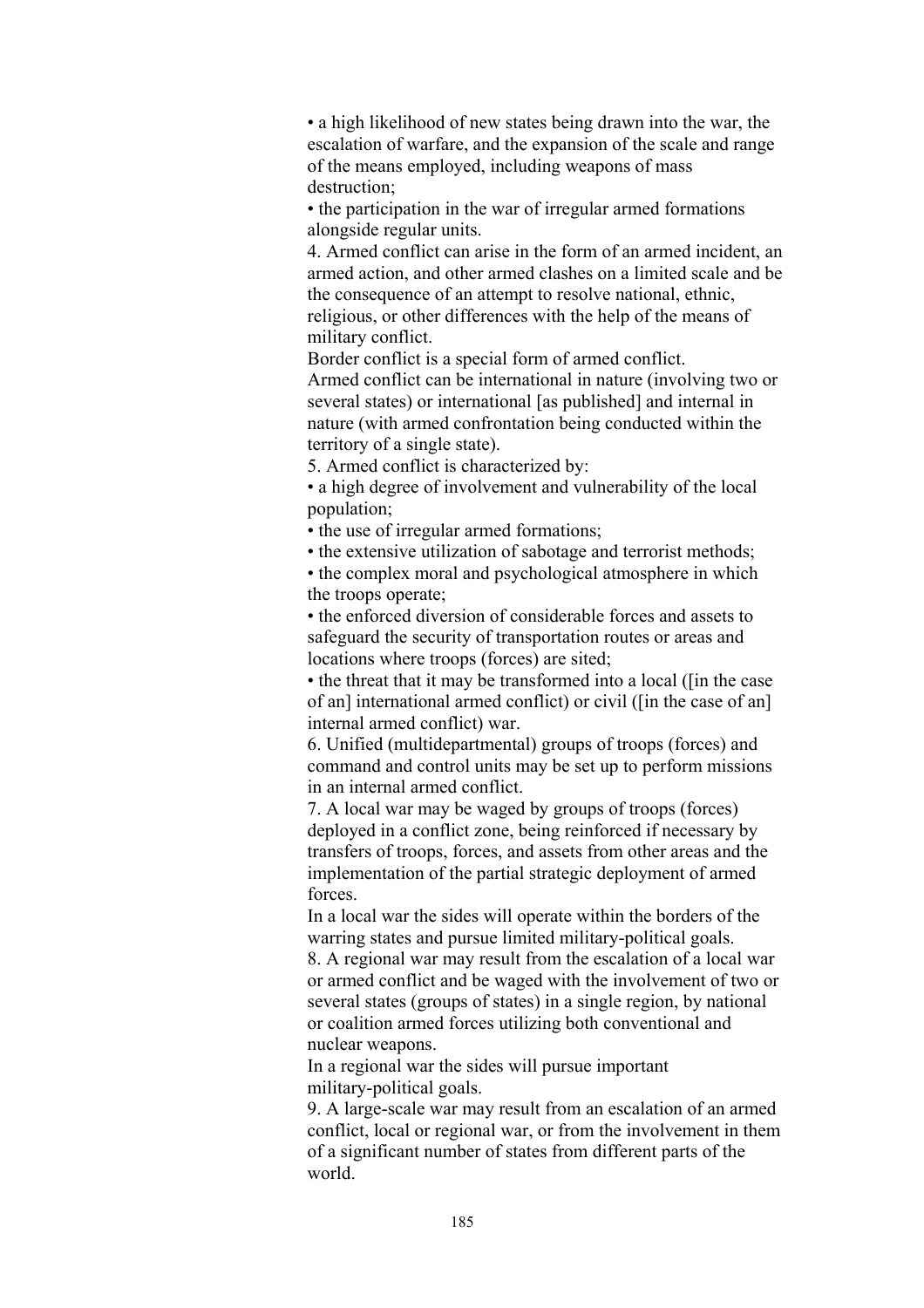• a high likelihood of new states being drawn into the war, the escalation of warfare, and the expansion of the scale and range of the means employed, including weapons of mass destruction;

• the participation in the war of irregular armed formations alongside regular units.

4. Armed conflict can arise in the form of an armed incident, an armed action, and other armed clashes on a limited scale and be the consequence of an attempt to resolve national, ethnic, religious, or other differences with the help of the means of military conflict.

Border conflict is a special form of armed conflict.

Armed conflict can be international in nature (involving two or several states) or international [as published] and internal in nature (with armed confrontation being conducted within the territory of a single state).

5. Armed conflict is characterized by:

• a high degree of involvement and vulnerability of the local population;

• the use of irregular armed formations;

• the extensive utilization of sabotage and terrorist methods;

• the complex moral and psychological atmosphere in which the troops operate;

• the enforced diversion of considerable forces and assets to safeguard the security of transportation routes or areas and locations where troops (forces) are sited;

• the threat that it may be transformed into a local ([in the case of an] international armed conflict) or civil ([in the case of an] internal armed conflict) war.

6. Unified (multidepartmental) groups of troops (forces) and command and control units may be set up to perform missions in an internal armed conflict.

7. A local war may be waged by groups of troops (forces) deployed in a conflict zone, being reinforced if necessary by transfers of troops, forces, and assets from other areas and the implementation of the partial strategic deployment of armed forces.

In a local war the sides will operate within the borders of the warring states and pursue limited military-political goals.

8. A regional war may result from the escalation of a local war or armed conflict and be waged with the involvement of two or several states (groups of states) in a single region, by national or coalition armed forces utilizing both conventional and nuclear weapons.

In a regional war the sides will pursue important military-political goals.

9. A large-scale war may result from an escalation of an armed conflict, local or regional war, or from the involvement in them of a significant number of states from different parts of the world.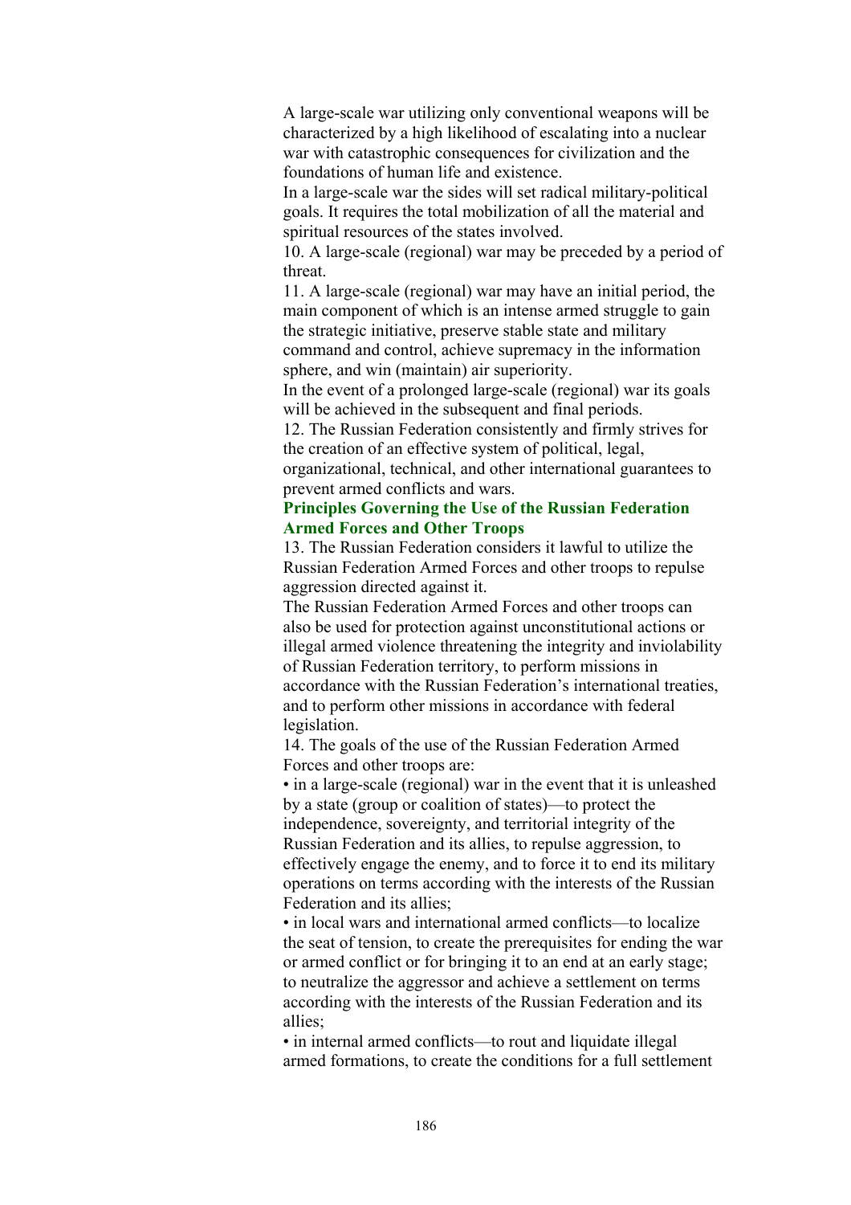A large-scale war utilizing only conventional weapons will be characterized by a high likelihood of escalating into a nuclear war with catastrophic consequences for civilization and the foundations of human life and existence.

In a large-scale war the sides will set radical military-political goals. It requires the total mobilization of all the material and spiritual resources of the states involved.

10. A large-scale (regional) war may be preceded by a period of threat.

11. A large-scale (regional) war may have an initial period, the main component of which is an intense armed struggle to gain the strategic initiative, preserve stable state and military command and control, achieve supremacy in the information sphere, and win (maintain) air superiority.

In the event of a prolonged large-scale (regional) war its goals will be achieved in the subsequent and final periods.

12. The Russian Federation consistently and firmly strives for the creation of an effective system of political, legal, organizational, technical, and other international guarantees to prevent armed conflicts and wars.

## Principles Governing the Use of the Russian Federation Armed Forces and Other Troops

13. The Russian Federation considers it lawful to utilize the Russian Federation Armed Forces and other troops to repulse aggression directed against it.

The Russian Federation Armed Forces and other troops can also be used for protection against unconstitutional actions or illegal armed violence threatening the integrity and inviolability of Russian Federation territory, to perform missions in accordance with the Russian Federation's international treaties, and to perform other missions in accordance with federal legislation.

14. The goals of the use of the Russian Federation Armed Forces and other troops are:

- in a large-scale (regional) war in the event that it is unleashed by a state (group or coalition of states)—to protect the independence, sovereignty, and territorial integrity of the Russian Federation and its allies, to repulse aggression, to effectively engage the enemy, and to force it to end its military operations on terms according with the interests of the Russian Federation and its allies;
- in local wars and international armed conflicts—to localize the seat of tension, to create the prerequisites for ending the war or armed conflict or for bringing it to an end at an early stage; to neutralize the aggressor and achieve a settlement on terms according with the interests of the Russian Federation and its allies;
- in internal armed conflicts—to rout and liquidate illegal armed formations, to create the conditions for a full settlement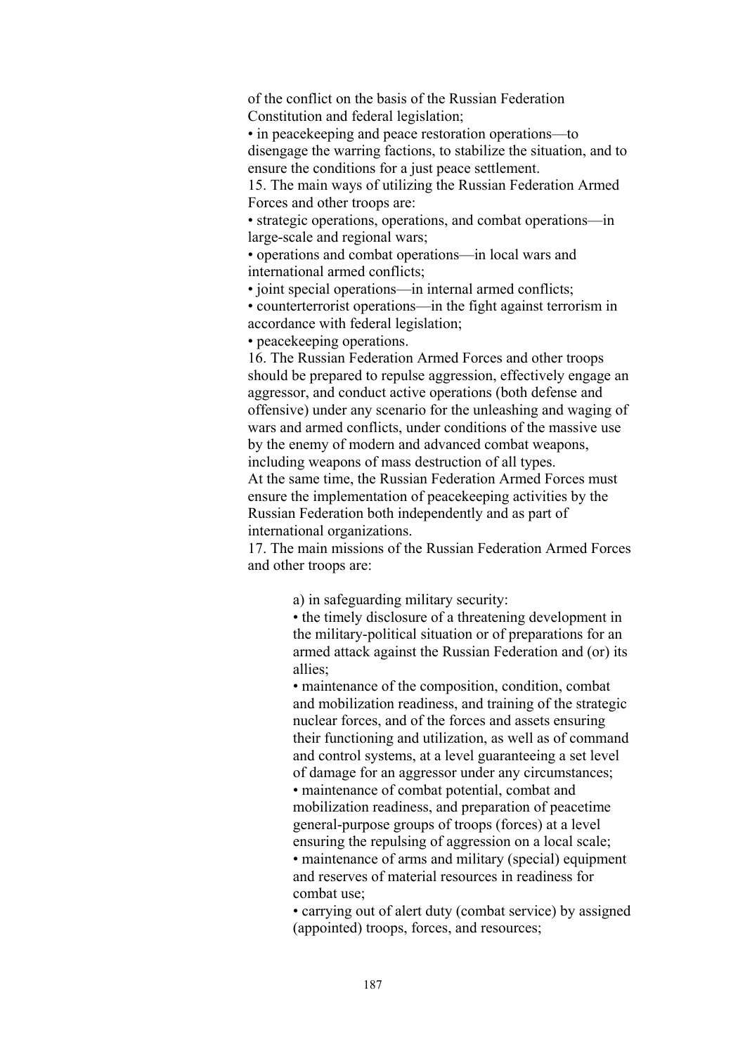of the conflict on the basis of the Russian Federation Constitution and federal legislation;

• in peacekeeping and peace restoration operations—to disengage the warring factions, to stabilize the situation, and to ensure the conditions for a just peace settlement.

15. The main ways of utilizing the Russian Federation Armed Forces and other troops are:

• strategic operations, operations, and combat operations—in large-scale and regional wars;

• operations and combat operations—in local wars and international armed conflicts;

• joint special operations—in internal armed conflicts;

• counterterrorist operations—in the fight against terrorism in accordance with federal legislation;

• peacekeeping operations.

16. The Russian Federation Armed Forces and other troops should be prepared to repulse aggression, effectively engage an aggressor, and conduct active operations (both defense and offensive) under any scenario for the unleashing and waging of wars and armed conflicts, under conditions of the massive use by the enemy of modern and advanced combat weapons, including weapons of mass destruction of all types.

At the same time, the Russian Federation Armed Forces must ensure the implementation of peacekeeping activities by the Russian Federation both independently and as part of international organizations.

17. The main missions of the Russian Federation Armed Forces and other troops are:

a) in safeguarding military security:

• the timely disclosure of a threatening development in the military-political situation or of preparations for an armed attack against the Russian Federation and (or) its allies;

• maintenance of the composition, condition, combat and mobilization readiness, and training of the strategic nuclear forces, and of the forces and assets ensuring their functioning and utilization, as well as of command and control systems, at a level guaranteeing a set level of damage for an aggressor under any circumstances;

• maintenance of combat potential, combat and mobilization readiness, and preparation of peacetime general-purpose groups of troops (forces) at a level ensuring the repulsing of aggression on a local scale;

• maintenance of arms and military (special) equipment and reserves of material resources in readiness for combat use;

• carrying out of alert duty (combat service) by assigned (appointed) troops, forces, and resources;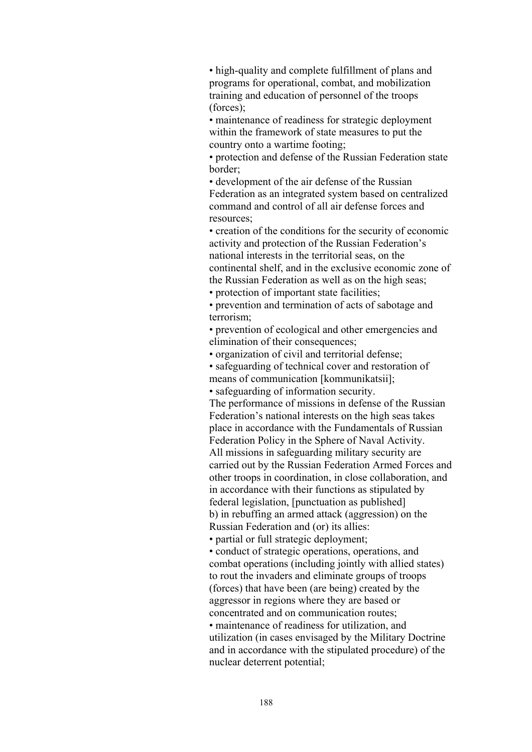- high-quality and complete fulfillment of plans and programs for operational, combat, and mobilization training and education of personnel of the troops (forces);
- maintenance of readiness for strategic deployment within the framework of state measures to put the country onto a wartime footing;
- protection and defense of the Russian Federation state border;
- development of the air defense of the Russian Federation as an integrated system based on centralized command and control of all air defense forces and resources;
- creation of the conditions for the security of economic activity and protection of the Russian Federation's national interests in the territorial seas, on the continental shelf, and in the exclusive economic zone of the Russian Federation as well as on the high seas;
- protection of important state facilities;
- prevention and termination of acts of sabotage and terrorism;
- prevention of ecological and other emergencies and elimination of their consequences;
- organization of civil and territorial defense;
- safeguarding of technical cover and restoration of means of communication [kommunikatsii];
- safeguarding of information security.

The performance of missions in defense of the Russian Federation's national interests on the high seas takes place in accordance with the Fundamentals of Russian Federation Policy in the Sphere of Naval Activity.

All missions in safeguarding military security are carried out by the Russian Federation Armed Forces and other troops in coordination, in close collaboration, and in accordance with their functions as stipulated by federal legislation, [punctuation as published]

b) in rebuffing an armed attack (aggression) on the Russian Federation and (or) its allies:

- partial or full strategic deployment;
- conduct of strategic operations, operations, and combat operations (including jointly with allied states) to rout the invaders and eliminate groups of troops (forces) that have been (are being) created by the aggressor in regions where they are based or concentrated and on communication routes;
- maintenance of readiness for utilization, and utilization (in cases envisaged by the Military Doctrine and in accordance with the stipulated procedure) of the nuclear deterrent potential;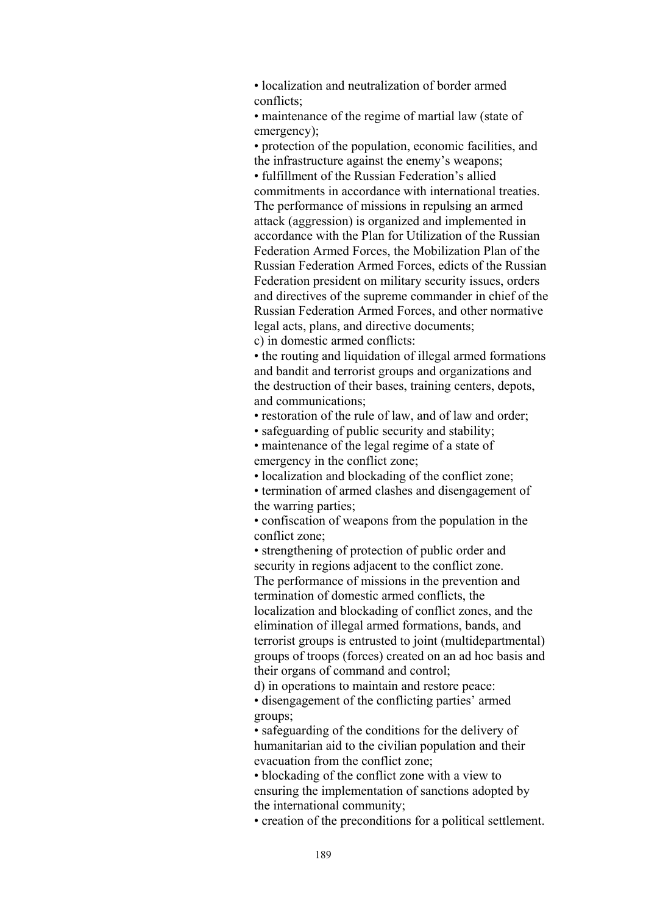- localization and neutralization of border armed conflicts;
- maintenance of the regime of martial law (state of emergency);
- protection of the population, economic facilities, and the infrastructure against the enemy's weapons;
- fulfillment of the Russian Federation's allied commitments in accordance with international treaties.

The performance of missions in repulsing an armed attack (aggression) is organized and implemented in accordance with the Plan for Utilization of the Russian Federation Armed Forces, the Mobilization Plan of the Russian Federation Armed Forces, edicts of the Russian Federation president on military security issues, orders and directives of the supreme commander in chief of the Russian Federation Armed Forces, and other normative legal acts, plans, and directive documents;

c) in domestic armed conflicts:

- the routing and liquidation of illegal armed formations and bandit and terrorist groups and organizations and the destruction of their bases, training centers, depots, and communications;
- restoration of the rule of law, and of law and order;
- safeguarding of public security and stability;
- maintenance of the legal regime of a state of emergency in the conflict zone;
- localization and blockading of the conflict zone;
- termination of armed clashes and disengagement of the warring parties;
- confiscation of weapons from the population in the conflict zone;
- strengthening of protection of public order and security in regions adjacent to the conflict zone.

The performance of missions in the prevention and termination of domestic armed conflicts, the localization and blockading of conflict zones, and the elimination of illegal armed formations, bands, and terrorist groups is entrusted to joint (multidepartmental) groups of troops (forces) created on an ad hoc basis and their organs of command and control;

d) in operations to maintain and restore peace:

- disengagement of the conflicting parties' armed groups;
- safeguarding of the conditions for the delivery of humanitarian aid to the civilian population and their evacuation from the conflict zone;
- blockading of the conflict zone with a view to ensuring the implementation of sanctions adopted by the international community;
- creation of the preconditions for a political settlement.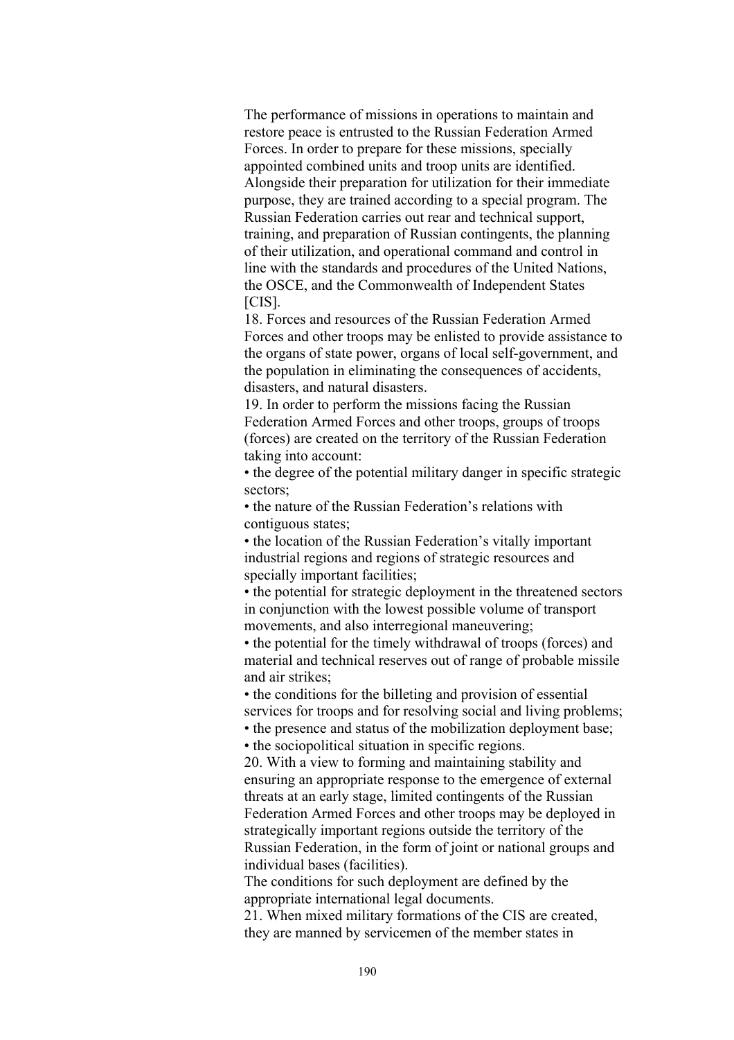The performance of missions in operations to maintain and restore peace is entrusted to the Russian Federation Armed Forces. In order to prepare for these missions, specially appointed combined units and troop units are identified. Alongside their preparation for utilization for their immediate purpose, they are trained according to a special program. The Russian Federation carries out rear and technical support, training, and preparation of Russian contingents, the planning of their utilization, and operational command and control in line with the standards and procedures of the United Nations, the OSCE, and the Commonwealth of Independent States [CIS].

18. Forces and resources of the Russian Federation Armed Forces and other troops may be enlisted to provide assistance to the organs of state power, organs of local self-government, and the population in eliminating the consequences of accidents, disasters, and natural disasters.

19. In order to perform the missions facing the Russian Federation Armed Forces and other troops, groups of troops (forces) are created on the territory of the Russian Federation taking into account:

- the degree of the potential military danger in specific strategic sectors;
- the nature of the Russian Federation's relations with contiguous states;
- the location of the Russian Federation's vitally important industrial regions and regions of strategic resources and specially important facilities;
- the potential for strategic deployment in the threatened sectors in conjunction with the lowest possible volume of transport movements, and also interregional maneuvering;
- the potential for the timely withdrawal of troops (forces) and material and technical reserves out of range of probable missile and air strikes;
- the conditions for the billeting and provision of essential services for troops and for resolving social and living problems;
- the presence and status of the mobilization deployment base;
- the sociopolitical situation in specific regions.

20. With a view to forming and maintaining stability and ensuring an appropriate response to the emergence of external threats at an early stage, limited contingents of the Russian Federation Armed Forces and other troops may be deployed in strategically important regions outside the territory of the Russian Federation, in the form of joint or national groups and individual bases (facilities).

The conditions for such deployment are defined by the appropriate international legal documents.

21. When mixed military formations of the CIS are created, they are manned by servicemen of the member states in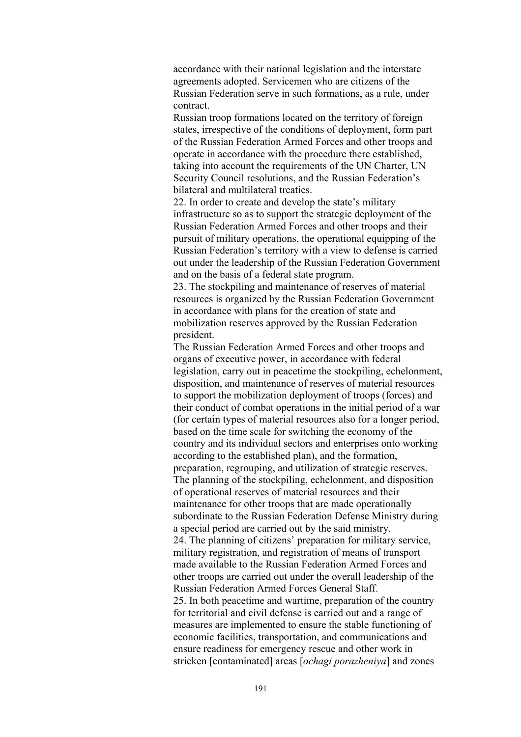accordance with their national legislation and the interstate agreements adopted. Servicemen who are citizens of the Russian Federation serve in such formations, as a rule, under contract.

Russian troop formations located on the territory of foreign states, irrespective of the conditions of deployment, form part of the Russian Federation Armed Forces and other troops and operate in accordance with the procedure there established, taking into account the requirements of the UN Charter, UN Security Council resolutions, and the Russian Federation's bilateral and multilateral treaties.

22. In order to create and develop the state's military infrastructure so as to support the strategic deployment of the Russian Federation Armed Forces and other troops and their pursuit of military operations, the operational equipping of the Russian Federation's territory with a view to defense is carried out under the leadership of the Russian Federation Government and on the basis of a federal state program.

23. The stockpiling and maintenance of reserves of material resources is organized by the Russian Federation Government in accordance with plans for the creation of state and mobilization reserves approved by the Russian Federation president.

The Russian Federation Armed Forces and other troops and organs of executive power, in accordance with federal legislation, carry out in peacetime the stockpiling, echelonment, disposition, and maintenance of reserves of material resources to support the mobilization deployment of troops (forces) and their conduct of combat operations in the initial period of a war (for certain types of material resources also for a longer period, based on the time scale for switching the economy of the country and its individual sectors and enterprises onto working according to the established plan), and the formation, preparation, regrouping, and utilization of strategic reserves. The planning of the stockpiling, echelonment, and disposition of operational reserves of material resources and their maintenance for other troops that are made operationally subordinate to the Russian Federation Defense Ministry during a special period are carried out by the said ministry.

24. The planning of citizens' preparation for military service, military registration, and registration of means of transport made available to the Russian Federation Armed Forces and other troops are carried out under the overall leadership of the Russian Federation Armed Forces General Staff.

25. In both peacetime and wartime, preparation of the country for territorial and civil defense is carried out and a range of measures are implemented to ensure the stable functioning of economic facilities, transportation, and communications and ensure readiness for emergency rescue and other work in stricken [contaminated] areas [*ochagi porazheniya*] and zones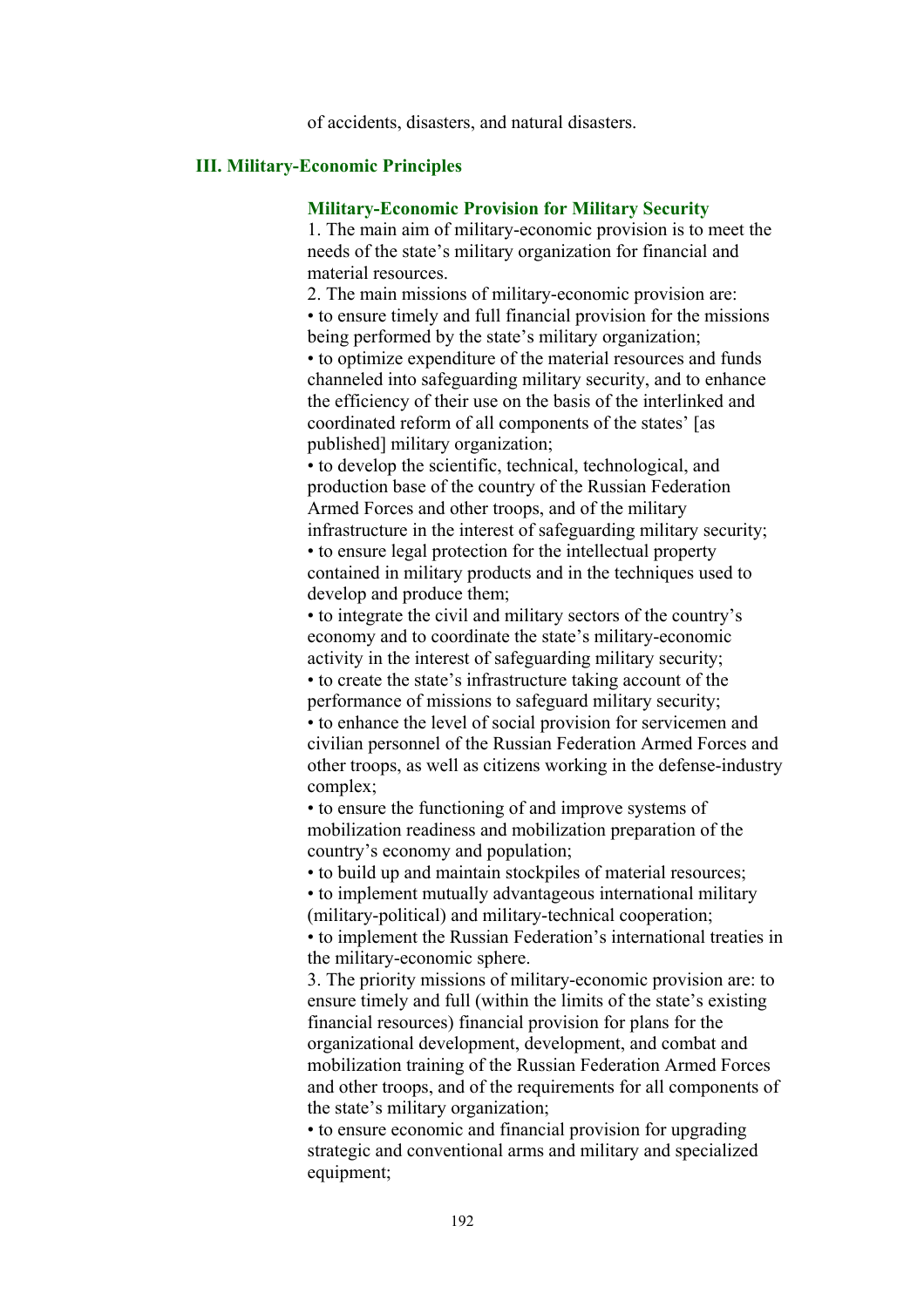of accidents, disasters, and natural disasters.

## III. Military-Economic Principles

### Military-Economic Provision for Military Security

1. The main aim of military-economic provision is to meet the needs of the state's military organization for financial and material resources.

2. The main missions of military-economic provision are:

- to ensure timely and full financial provision for the missions being performed by the state's military organization;
- to optimize expenditure of the material resources and funds channeled into safeguarding military security, and to enhance the efficiency of their use on the basis of the interlinked and coordinated reform of all components of the states' [as published] military organization;
- to develop the scientific, technical, technological, and production base of the country of the Russian Federation Armed Forces and other troops, and of the military infrastructure in the interest of safeguarding military security;
- to ensure legal protection for the intellectual property contained in military products and in the techniques used to develop and produce them;
- to integrate the civil and military sectors of the country's economy and to coordinate the state's military-economic activity in the interest of safeguarding military security;
- to create the state's infrastructure taking account of the performance of missions to safeguard military security;
- to enhance the level of social provision for servicemen and civilian personnel of the Russian Federation Armed Forces and other troops, as well as citizens working in the defense-industry complex;
- to ensure the functioning of and improve systems of mobilization readiness and mobilization preparation of the country's economy and population;
- to build up and maintain stockpiles of material resources;
- to implement mutually advantageous international military (military-political) and military-technical cooperation;
- to implement the Russian Federation's international treaties in the military-economic sphere.

3. The priority missions of military-economic provision are: to ensure timely and full (within the limits of the state's existing financial resources) financial provision for plans for the organizational development, development, and combat and mobilization training of the Russian Federation Armed Forces and other troops, and of the requirements for all components of the state's military organization;

- to ensure economic and financial provision for upgrading strategic and conventional arms and military and specialized equipment;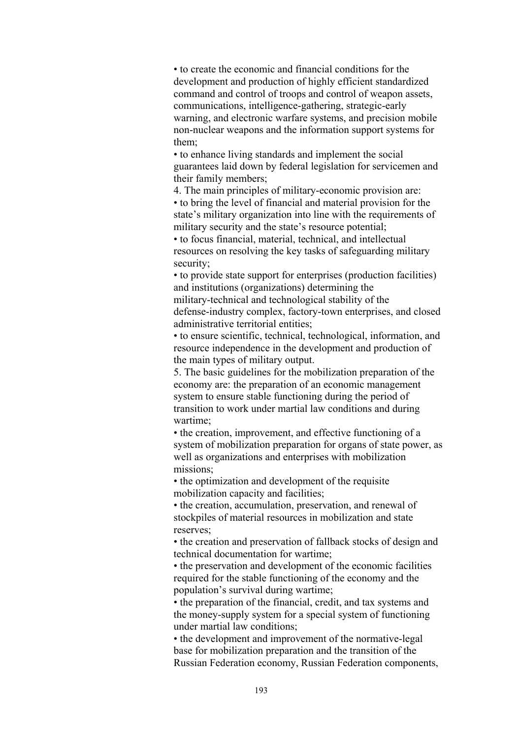• to create the economic and financial conditions for the development and production of highly efficient standardized command and control of troops and control of weapon assets, communications, intelligence-gathering, strategic-early warning, and electronic warfare systems, and precision mobile non-nuclear weapons and the information support systems for them;

• to enhance living standards and implement the social guarantees laid down by federal legislation for servicemen and their family members;

4. The main principles of military-economic provision are:

• to bring the level of financial and material provision for the state's military organization into line with the requirements of military security and the state's resource potential;

• to focus financial, material, technical, and intellectual resources on resolving the key tasks of safeguarding military security;

• to provide state support for enterprises (production facilities) and institutions (organizations) determining the military-technical and technological stability of the defense-industry complex, factory-town enterprises, and closed administrative territorial entities;

• to ensure scientific, technical, technological, information, and resource independence in the development and production of the main types of military output.

5. The basic guidelines for the mobilization preparation of the economy are: the preparation of an economic management system to ensure stable functioning during the period of transition to work under martial law conditions and during wartime;

• the creation, improvement, and effective functioning of a system of mobilization preparation for organs of state power, as well as organizations and enterprises with mobilization missions;

• the optimization and development of the requisite mobilization capacity and facilities;

• the creation, accumulation, preservation, and renewal of stockpiles of material resources in mobilization and state reserves;

• the creation and preservation of fallback stocks of design and technical documentation for wartime;

• the preservation and development of the economic facilities required for the stable functioning of the economy and the population's survival during wartime;

• the preparation of the financial, credit, and tax systems and the money-supply system for a special system of functioning under martial law conditions;

• the development and improvement of the normative-legal base for mobilization preparation and the transition of the Russian Federation economy, Russian Federation components,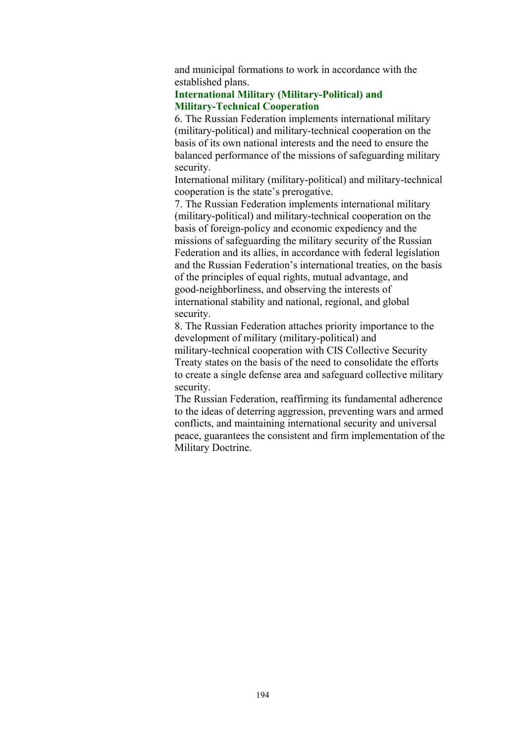and municipal formations to work in accordance with the established plans.

### International Military (Military-Political) and Military-Technical Cooperation

6. The Russian Federation implements international military (military-political) and military-technical cooperation on the basis of its own national interests and the need to ensure the balanced performance of the missions of safeguarding military security.

International military (military-political) and military-technical cooperation is the state's prerogative.

7. The Russian Federation implements international military (military-political) and military-technical cooperation on the basis of foreign-policy and economic expediency and the missions of safeguarding the military security of the Russian Federation and its allies, in accordance with federal legislation and the Russian Federation's international treaties, on the basis of the principles of equal rights, mutual advantage, and good-neighborliness, and observing the interests of international stability and national, regional, and global security.

8. The Russian Federation attaches priority importance to the development of military (military-political) and military-technical cooperation with CIS Collective Security Treaty states on the basis of the need to consolidate the efforts to create a single defense area and safeguard collective military security.

The Russian Federation, reaffirming its fundamental adherence to the ideas of deterring aggression, preventing wars and armed conflicts, and maintaining international security and universal peace, guarantees the consistent and firm implementation of the Military Doctrine.